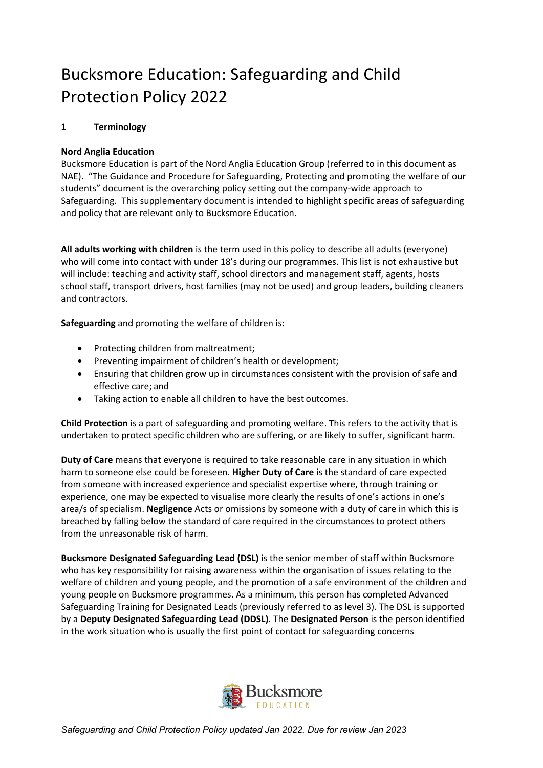# Bucksmore Education: Safeguarding and Child Protection Policy 2022

## 1 Terminology

**Nord Anglia Education**
Bucksmore Education is part of the Nord Anglia Education Group (referred to in this document as NAE). "The Guidance and Procedure for Safeguarding, Protecting and promoting the welfare of our students" document is the overarching policy setting out the company-wide approach to Safeguarding. This supplementary document is intended to highlight specific areas of safeguarding and policy that are relevant only to Bucksmore Education.

**All adults working with children** is the term used in this policy to describe all adults (everyone) who will come into contact with under 18's during our programmes. This list is not exhaustive but will include: teaching and activity staff, school directors and management staff, agents, hosts school staff, transport drivers, host families (may not be used) and group leaders, building cleaners and contractors.

**Safeguarding** and promoting the welfare of children is:

- Protecting children from maltreatment;
- Preventing impairment of children's health or development;
- Ensuring that children grow up in circumstances consistent with the provision of safe and effective care; and
- Taking action to enable all children to have the best outcomes.

**Child Protection** is a part of safeguarding and promoting welfare. This refers to the activity that is undertaken to protect specific children who are suffering, or are likely to suffer, significant harm.

**Duty of Care** means that everyone is required to take reasonable care in any situation in which harm to someone else could be foreseen. **Higher Duty of Care** is the standard of care expected from someone with increased experience and specialist expertise where, through training or experience, one may be expected to visualise more clearly the results of one's actions in one's area/s of specialism. **Negligence** Acts or omissions by someone with a duty of care in which this is breached by falling below the standard of care required in the circumstances to protect others from the unreasonable risk of harm.

**Bucksmore Designated Safeguarding Lead (DSL)** is the senior member of staff within Bucksmore who has key responsibility for raising awareness within the organisation of issues relating to the welfare of children and young people, and the promotion of a safe environment of the children and young people on Bucksmore programmes. As a minimum, this person has completed Advanced Safeguarding Training for Designated Leads (previously referred to as level 3). The DSL is supported by a **Deputy Designated Safeguarding Lead (DDSL)**. The **Designated Person** is the person identified in the work situation who is usually the first point of contact for safeguarding concerns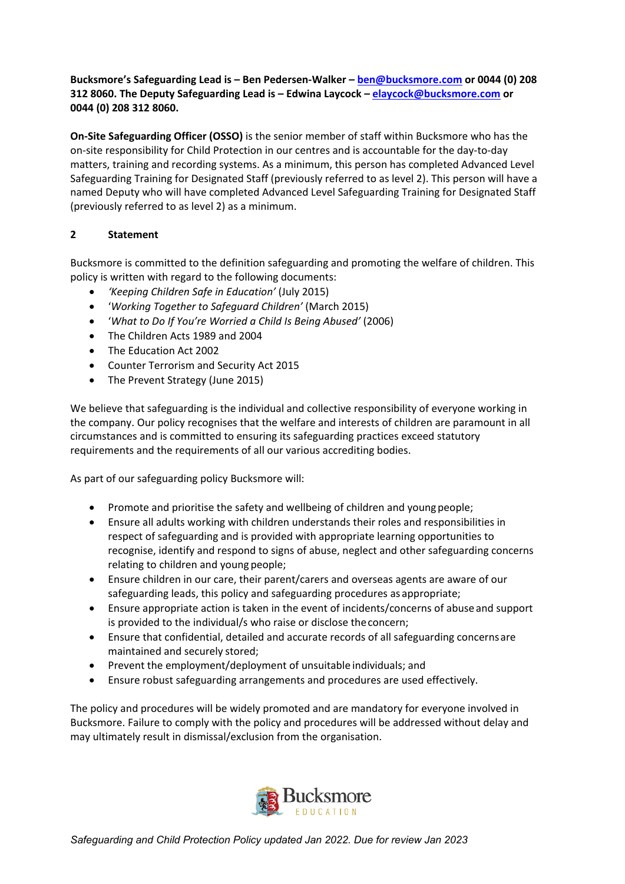**Bucksmore's Safeguarding Lead is – Ben Pedersen-Walker – ben@bucksmore.com or 0044 (0) 208 312 8060. The Deputy Safeguarding Lead is – Edwina Laycock – elaycock@bucksmore.com or 0044 (0) 208 312 8060.**

**On-Site Safeguarding Officer (OSSO)** is the senior member of staff within Bucksmore who has the on-site responsibility for Child Protection in our centres and is accountable for the day-to-day matters, training and recording systems. As a minimum, this person has completed Advanced Level Safeguarding Training for Designated Staff (previously referred to as level 2). This person will have a named Deputy who will have completed Advanced Level Safeguarding Training for Designated Staff (previously referred to as level 2) as a minimum.

## 2 Statement

Bucksmore is committed to the definition safeguarding and promoting the welfare of children. This policy is written with regard to the following documents:

- *'Keeping Children Safe in Education'* (July 2015)
- '*Working Together to Safeguard Children'* (March 2015)
- '*What to Do If You're Worried a Child Is Being Abused'* (2006)
- The Children Acts 1989 and 2004
- The Education Act 2002
- Counter Terrorism and Security Act 2015
- The Prevent Strategy (June 2015)

We believe that safeguarding is the individual and collective responsibility of everyone working in the company. Our policy recognises that the welfare and interests of children are paramount in all circumstances and is committed to ensuring its safeguarding practices exceed statutory requirements and the requirements of all our various accrediting bodies.

As part of our safeguarding policy Bucksmore will:

- Promote and prioritise the safety and wellbeing of children and young people;
- Ensure all adults working with children understands their roles and responsibilities in respect of safeguarding and is provided with appropriate learning opportunities to recognise, identify and respond to signs of abuse, neglect and other safeguarding concerns relating to children and young people;
- Ensure children in our care, their parent/carers and overseas agents are aware of our safeguarding leads, this policy and safeguarding procedures as appropriate;
- Ensure appropriate action is taken in the event of incidents/concerns of abuse and support is provided to the individual/s who raise or disclose the concern;
- Ensure that confidential, detailed and accurate records of all safeguarding concerns are maintained and securely stored;
- Prevent the employment/deployment of unsuitable individuals; and
- Ensure robust safeguarding arrangements and procedures are used effectively.

The policy and procedures will be widely promoted and are mandatory for everyone involved in Bucksmore. Failure to comply with the policy and procedures will be addressed without delay and may ultimately result in dismissal/exclusion from the organisation.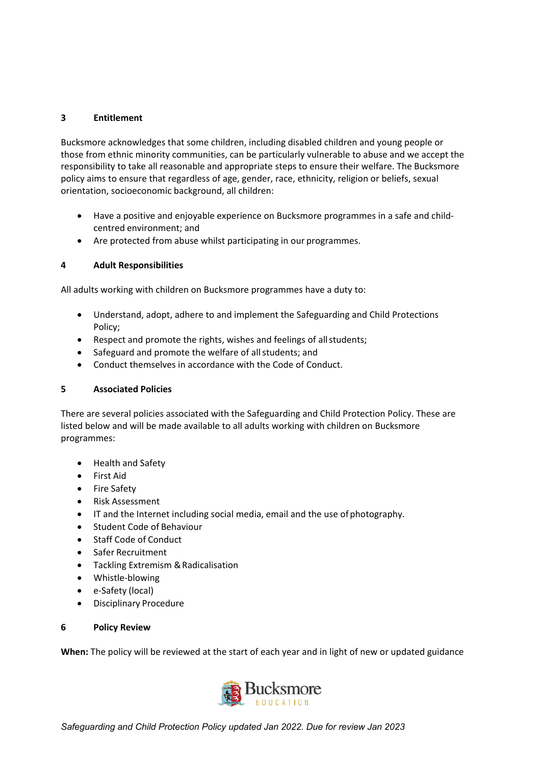## 3 Entitlement

Bucksmore acknowledges that some children, including disabled children and young people or those from ethnic minority communities, can be particularly vulnerable to abuse and we accept the responsibility to take all reasonable and appropriate steps to ensure their welfare. The Bucksmore policy aims to ensure that regardless of age, gender, race, ethnicity, religion or beliefs, sexual orientation, socioeconomic background, all children:

- Have a positive and enjoyable experience on Bucksmore programmes in a safe and child-centred environment; and
- Are protected from abuse whilst participating in our programmes.

## 4 Adult Responsibilities

All adults working with children on Bucksmore programmes have a duty to:

- Understand, adopt, adhere to and implement the Safeguarding and Child Protections Policy;
- Respect and promote the rights, wishes and feelings of all students;
- Safeguard and promote the welfare of all students; and
- Conduct themselves in accordance with the Code of Conduct.

## 5 Associated Policies

There are several policies associated with the Safeguarding and Child Protection Policy. These are listed below and will be made available to all adults working with children on Bucksmore programmes:

- Health and Safety
- First Aid
- Fire Safety
- Risk Assessment
- IT and the Internet including social media, email and the use of photography.
- Student Code of Behaviour
- Staff Code of Conduct
- Safer Recruitment
- Tackling Extremism & Radicalisation
- Whistle-blowing
- e-Safety (local)
- Disciplinary Procedure

## 6 Policy Review

**When:** The policy will be reviewed at the start of each year and in light of new or updated guidance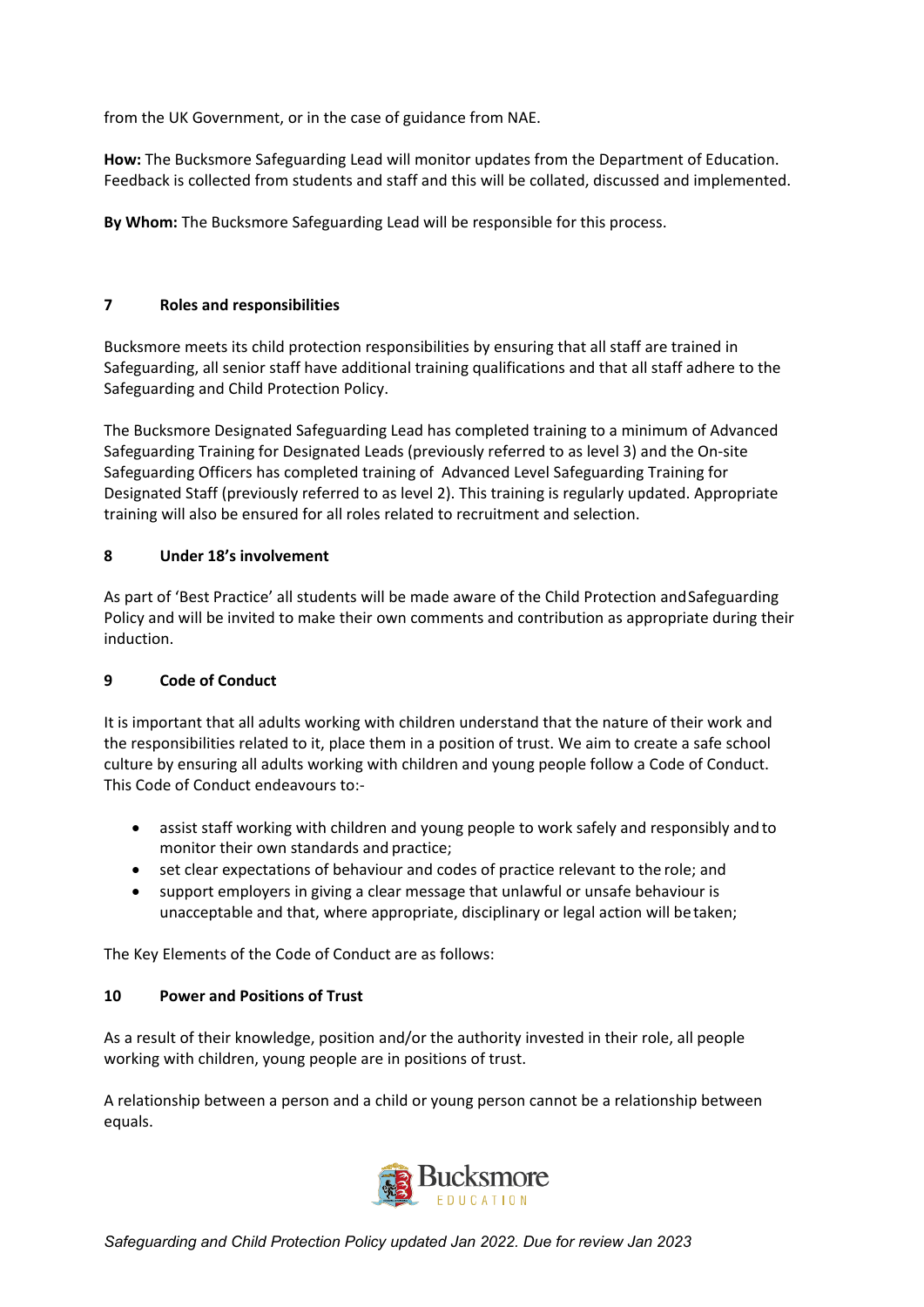from the UK Government, or in the case of guidance from NAE.

**How:** The Bucksmore Safeguarding Lead will monitor updates from the Department of Education. Feedback is collected from students and staff and this will be collated, discussed and implemented.

**By Whom:** The Bucksmore Safeguarding Lead will be responsible for this process.

## 7 Roles and responsibilities

Bucksmore meets its child protection responsibilities by ensuring that all staff are trained in Safeguarding, all senior staff have additional training qualifications and that all staff adhere to the Safeguarding and Child Protection Policy.

The Bucksmore Designated Safeguarding Lead has completed training to a minimum of Advanced Safeguarding Training for Designated Leads (previously referred to as level 3) and the On-site Safeguarding Officers has completed training of Advanced Level Safeguarding Training for Designated Staff (previously referred to as level 2). This training is regularly updated. Appropriate training will also be ensured for all roles related to recruitment and selection.

## 8 Under 18's involvement

As part of 'Best Practice' all students will be made aware of the Child Protection and Safeguarding Policy and will be invited to make their own comments and contribution as appropriate during their induction.

## 9 Code of Conduct

It is important that all adults working with children understand that the nature of their work and the responsibilities related to it, place them in a position of trust. We aim to create a safe school culture by ensuring all adults working with children and young people follow a Code of Conduct. This Code of Conduct endeavours to:-

- assist staff working with children and young people to work safely and responsibly and to monitor their own standards and practice;
- set clear expectations of behaviour and codes of practice relevant to the role; and
- support employers in giving a clear message that unlawful or unsafe behaviour is unacceptable and that, where appropriate, disciplinary or legal action will be taken;

The Key Elements of the Code of Conduct are as follows:

## 10 Power and Positions of Trust

As a result of their knowledge, position and/or the authority invested in their role, all people working with children, young people are in positions of trust.

A relationship between a person and a child or young person cannot be a relationship between equals.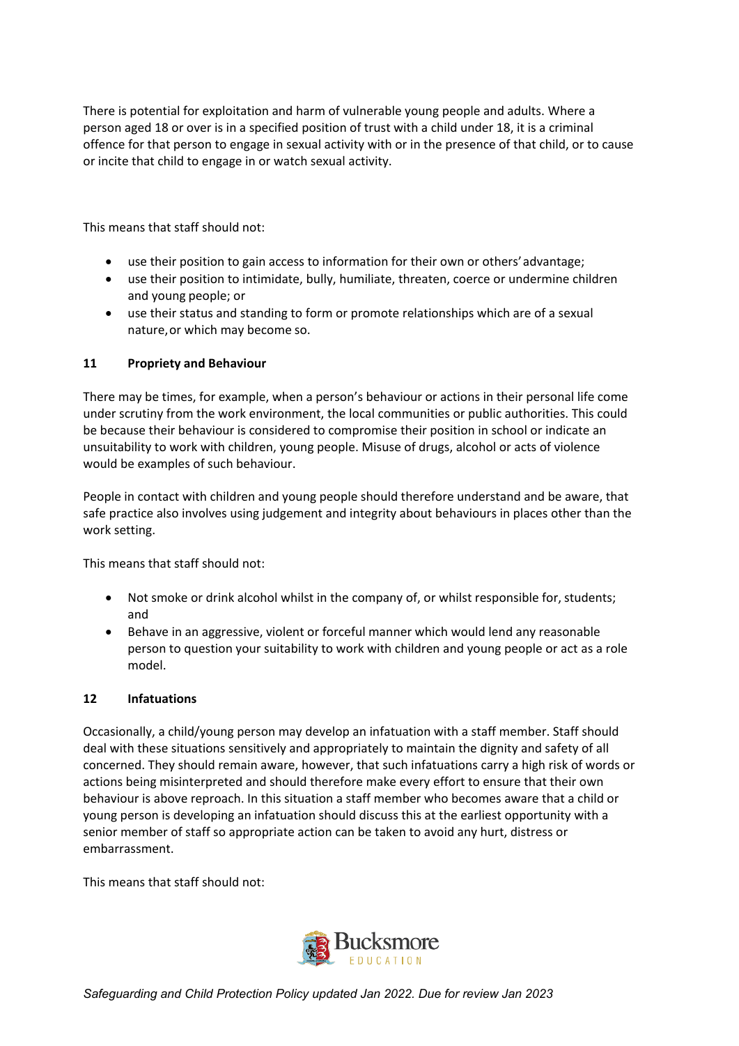There is potential for exploitation and harm of vulnerable young people and adults. Where a person aged 18 or over is in a specified position of trust with a child under 18, it is a criminal offence for that person to engage in sexual activity with or in the presence of that child, or to cause or incite that child to engage in or watch sexual activity.

This means that staff should not:

- use their position to gain access to information for their own or others' advantage;
- use their position to intimidate, bully, humiliate, threaten, coerce or undermine children and young people; or
- use their status and standing to form or promote relationships which are of a sexual nature, or which may become so.

**11 Propriety and Behaviour**

There may be times, for example, when a person's behaviour or actions in their personal life come under scrutiny from the work environment, the local communities or public authorities. This could be because their behaviour is considered to compromise their position in school or indicate an unsuitability to work with children, young people. Misuse of drugs, alcohol or acts of violence would be examples of such behaviour.

People in contact with children and young people should therefore understand and be aware, that safe practice also involves using judgement and integrity about behaviours in places other than the work setting.

This means that staff should not:

- Not smoke or drink alcohol whilst in the company of, or whilst responsible for, students; and
- Behave in an aggressive, violent or forceful manner which would lend any reasonable person to question your suitability to work with children and young people or act as a role model.

**12 Infatuations**

Occasionally, a child/young person may develop an infatuation with a staff member. Staff should deal with these situations sensitively and appropriately to maintain the dignity and safety of all concerned. They should remain aware, however, that such infatuations carry a high risk of words or actions being misinterpreted and should therefore make every effort to ensure that their own behaviour is above reproach. In this situation a staff member who becomes aware that a child or young person is developing an infatuation should discuss this at the earliest opportunity with a senior member of staff so appropriate action can be taken to avoid any hurt, distress or embarrassment.

This means that staff should not: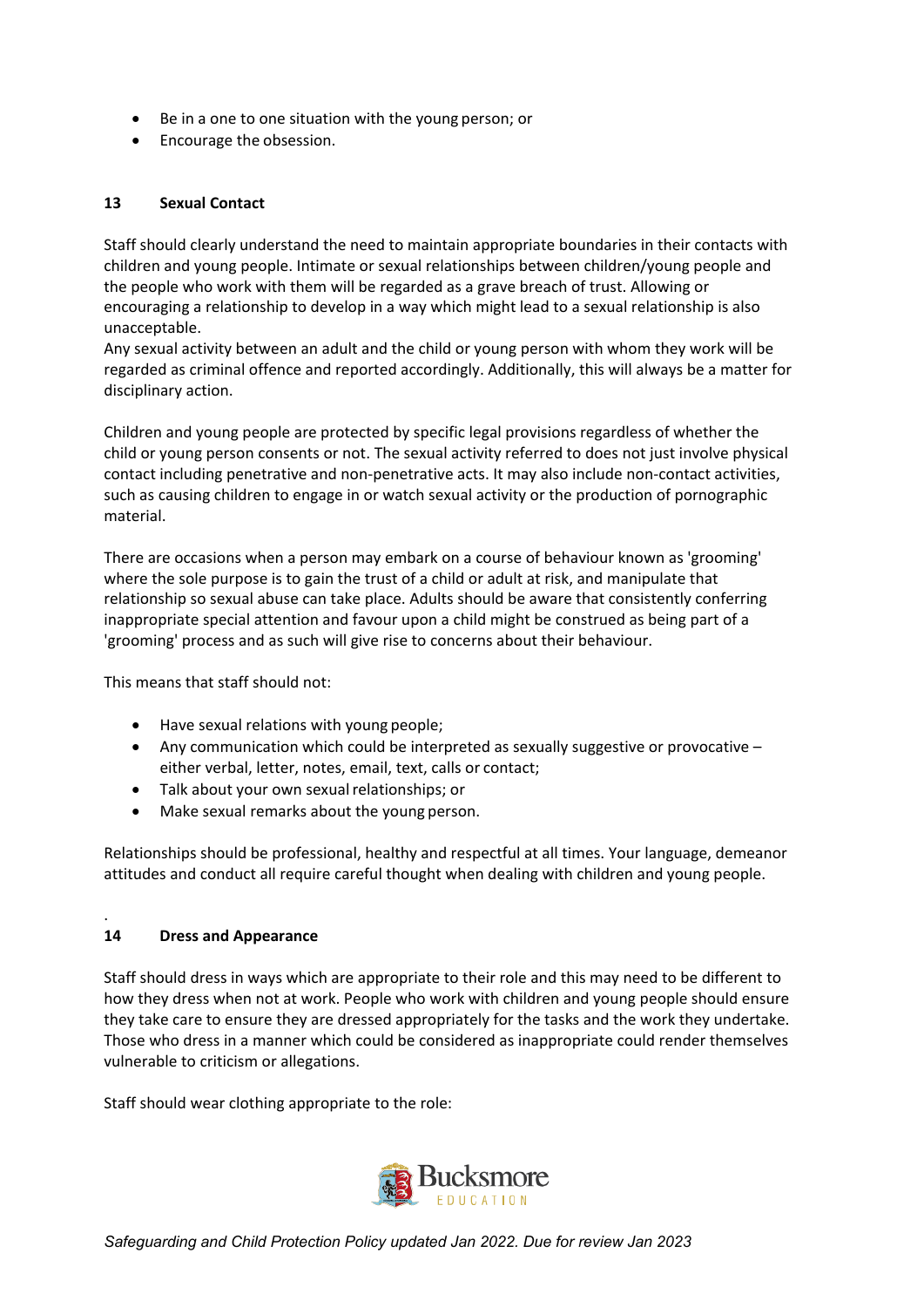- Be in a one to one situation with the young person; or
- Encourage the obsession.

## 13 Sexual Contact

Staff should clearly understand the need to maintain appropriate boundaries in their contacts with children and young people. Intimate or sexual relationships between children/young people and the people who work with them will be regarded as a grave breach of trust. Allowing or encouraging a relationship to develop in a way which might lead to a sexual relationship is also unacceptable.
Any sexual activity between an adult and the child or young person with whom they work will be regarded as criminal offence and reported accordingly. Additionally, this will always be a matter for disciplinary action.

Children and young people are protected by specific legal provisions regardless of whether the child or young person consents or not. The sexual activity referred to does not just involve physical contact including penetrative and non-penetrative acts. It may also include non-contact activities, such as causing children to engage in or watch sexual activity or the production of pornographic material.

There are occasions when a person may embark on a course of behaviour known as 'grooming' where the sole purpose is to gain the trust of a child or adult at risk, and manipulate that relationship so sexual abuse can take place. Adults should be aware that consistently conferring inappropriate special attention and favour upon a child might be construed as being part of a 'grooming' process and as such will give rise to concerns about their behaviour.

This means that staff should not:

- Have sexual relations with young people;
- Any communication which could be interpreted as sexually suggestive or provocative – either verbal, letter, notes, email, text, calls or contact;
- Talk about your own sexual relationships; or
- Make sexual remarks about the young person.

Relationships should be professional, healthy and respectful at all times. Your language, demeanor attitudes and conduct all require careful thought when dealing with children and young people.

.

## 14 Dress and Appearance

Staff should dress in ways which are appropriate to their role and this may need to be different to how they dress when not at work. People who work with children and young people should ensure they take care to ensure they are dressed appropriately for the tasks and the work they undertake. Those who dress in a manner which could be considered as inappropriate could render themselves vulnerable to criticism or allegations.

Staff should wear clothing appropriate to the role: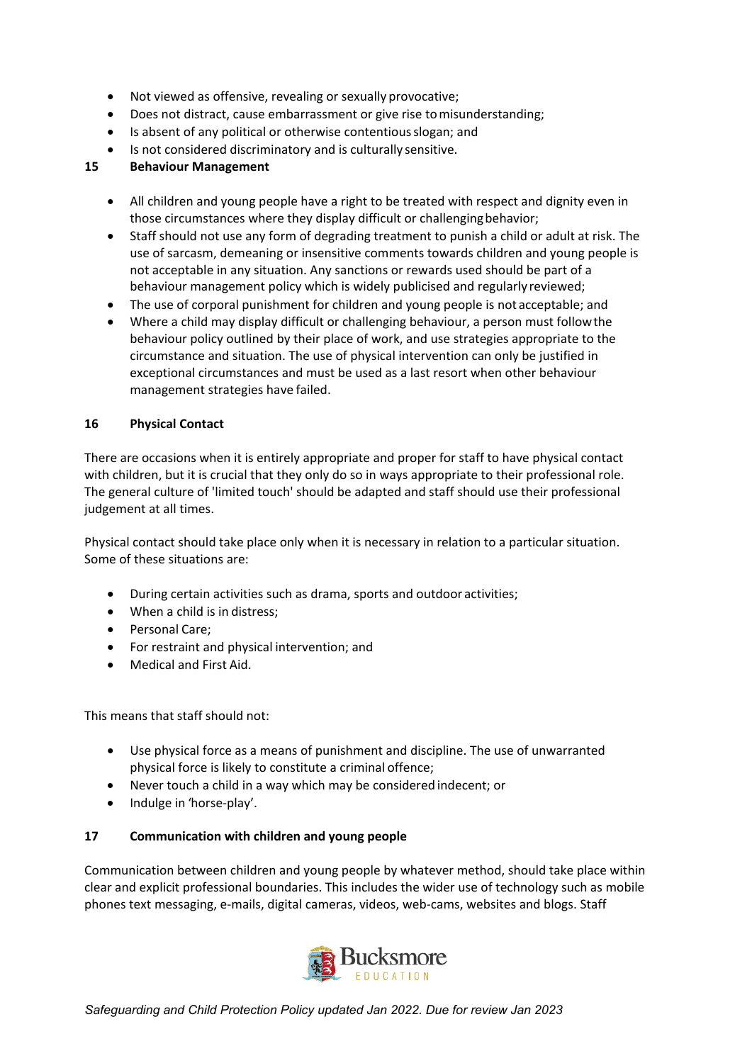- Not viewed as offensive, revealing or sexually provocative;
- Does not distract, cause embarrassment or give rise to misunderstanding;
- Is absent of any political or otherwise contentious slogan; and
- Is not considered discriminatory and is culturally sensitive.

## 15 Behaviour Management

- All children and young people have a right to be treated with respect and dignity even in those circumstances where they display difficult or challenging behavior;
- Staff should not use any form of degrading treatment to punish a child or adult at risk. The use of sarcasm, demeaning or insensitive comments towards children and young people is not acceptable in any situation. Any sanctions or rewards used should be part of a behaviour management policy which is widely publicised and regularly reviewed;
- The use of corporal punishment for children and young people is not acceptable; and
- Where a child may display difficult or challenging behaviour, a person must follow the behaviour policy outlined by their place of work, and use strategies appropriate to the circumstance and situation. The use of physical intervention can only be justified in exceptional circumstances and must be used as a last resort when other behaviour management strategies have failed.

## 16 Physical Contact

There are occasions when it is entirely appropriate and proper for staff to have physical contact with children, but it is crucial that they only do so in ways appropriate to their professional role. The general culture of 'limited touch' should be adapted and staff should use their professional judgement at all times.

Physical contact should take place only when it is necessary in relation to a particular situation. Some of these situations are:

- During certain activities such as drama, sports and outdoor activities;
- When a child is in distress;
- Personal Care;
- For restraint and physical intervention; and
- Medical and First Aid.

This means that staff should not:

- Use physical force as a means of punishment and discipline. The use of unwarranted physical force is likely to constitute a criminal offence;
- Never touch a child in a way which may be considered indecent; or
- Indulge in 'horse-play'.

## 17 Communication with children and young people

Communication between children and young people by whatever method, should take place within clear and explicit professional boundaries. This includes the wider use of technology such as mobile phones text messaging, e-mails, digital cameras, videos, web-cams, websites and blogs. Staff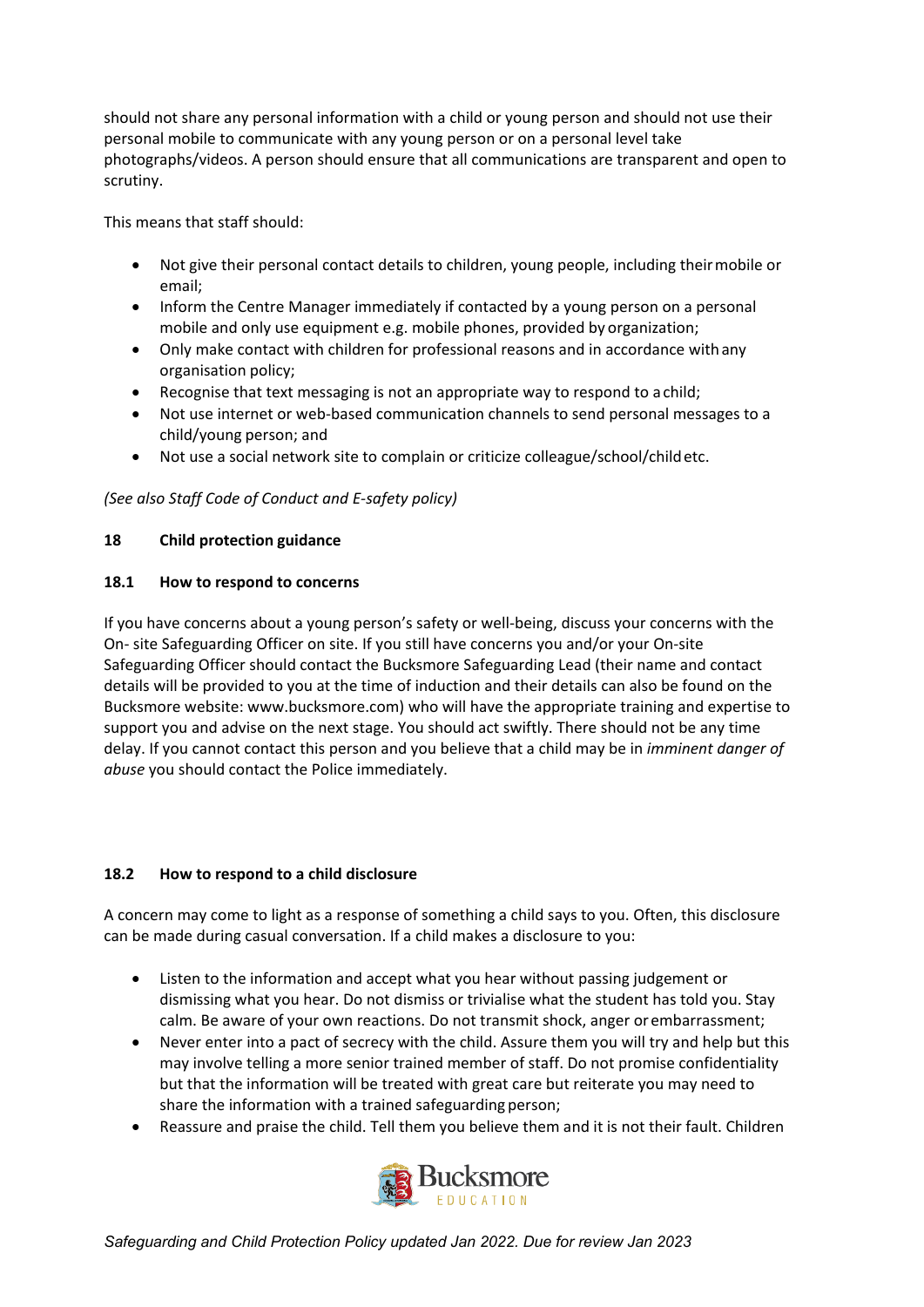should not share any personal information with a child or young person and should not use their personal mobile to communicate with any young person or on a personal level take photographs/videos. A person should ensure that all communications are transparent and open to scrutiny.

This means that staff should:

- Not give their personal contact details to children, young people, including their mobile or email;
- Inform the Centre Manager immediately if contacted by a young person on a personal mobile and only use equipment e.g. mobile phones, provided by organization;
- Only make contact with children for professional reasons and in accordance with any organisation policy;
- Recognise that text messaging is not an appropriate way to respond to a child;
- Not use internet or web-based communication channels to send personal messages to a child/young person; and
- Not use a social network site to complain or criticize colleague/school/child etc.

*(See also Staff Code of Conduct and E-safety policy)*

## 18 Child protection guidance

### 18.1 How to respond to concerns

If you have concerns about a young person's safety or well-being, discuss your concerns with the On- site Safeguarding Officer on site. If you still have concerns you and/or your On-site Safeguarding Officer should contact the Bucksmore Safeguarding Lead (their name and contact details will be provided to you at the time of induction and their details can also be found on the Bucksmore website: www.bucksmore.com) who will have the appropriate training and expertise to support you and advise on the next stage. You should act swiftly. There should not be any time delay. If you cannot contact this person and you believe that a child may be in *imminent danger of abuse* you should contact the Police immediately.

### 18.2 How to respond to a child disclosure

A concern may come to light as a response of something a child says to you. Often, this disclosure can be made during casual conversation. If a child makes a disclosure to you:

- Listen to the information and accept what you hear without passing judgement or dismissing what you hear. Do not dismiss or trivialise what the student has told you. Stay calm. Be aware of your own reactions. Do not transmit shock, anger or embarrassment;
- Never enter into a pact of secrecy with the child. Assure them you will try and help but this may involve telling a more senior trained member of staff. Do not promise confidentiality but that the information will be treated with great care but reiterate you may need to share the information with a trained safeguarding person;
- Reassure and praise the child. Tell them you believe them and it is not their fault. Children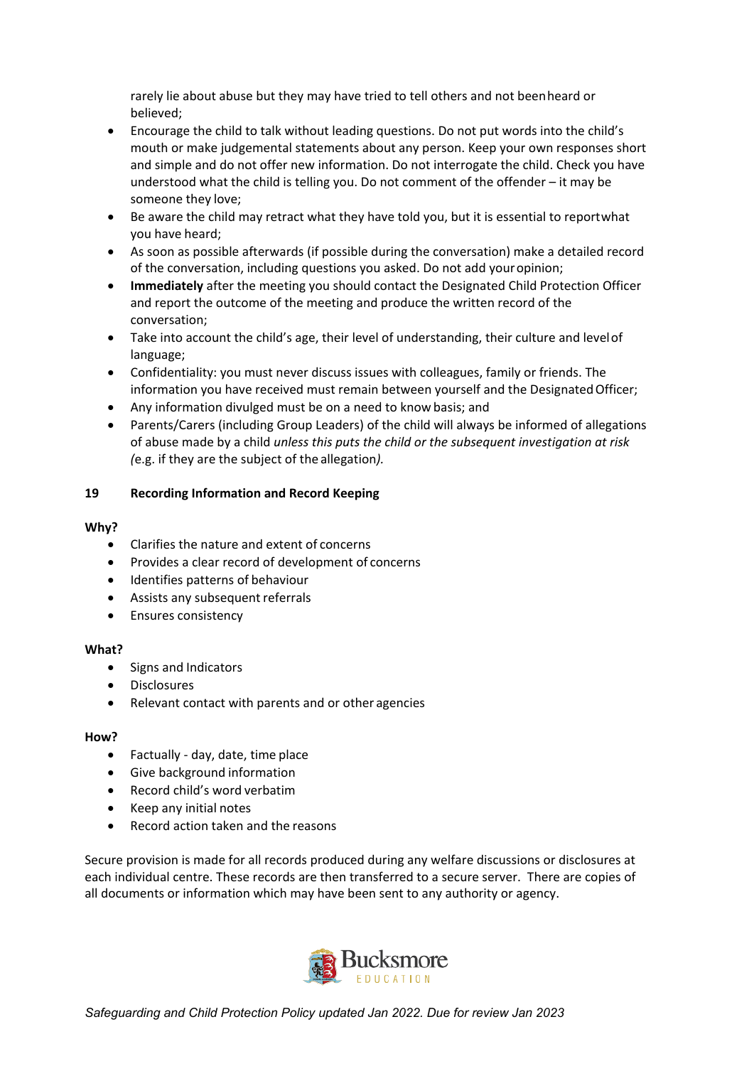rarely lie about abuse but they may have tried to tell others and not been heard or believed;

- Encourage the child to talk without leading questions. Do not put words into the child's mouth or make judgemental statements about any person. Keep your own responses short and simple and do not offer new information. Do not interrogate the child. Check you have understood what the child is telling you. Do not comment of the offender – it may be someone they love;
- Be aware the child may retract what they have told you, but it is essential to report what you have heard;
- As soon as possible afterwards (if possible during the conversation) make a detailed record of the conversation, including questions you asked. Do not add your opinion;
- **Immediately** after the meeting you should contact the Designated Child Protection Officer and report the outcome of the meeting and produce the written record of the conversation;
- Take into account the child's age, their level of understanding, their culture and level of language;
- Confidentiality: you must never discuss issues with colleagues, family or friends. The information you have received must remain between yourself and the Designated Officer;
- Any information divulged must be on a need to know basis; and
- Parents/Carers (including Group Leaders) of the child will always be informed of allegations of abuse made by a child *unless this puts the child or the subsequent investigation at risk (*e.g. if they are the subject of the allegation*).*

## 19 Recording Information and Record Keeping

**Why?**

- Clarifies the nature and extent of concerns
- Provides a clear record of development of concerns
- Identifies patterns of behaviour
- Assists any subsequent referrals
- Ensures consistency

**What?**

- Signs and Indicators
- Disclosures
- Relevant contact with parents and or other agencies

**How?**

- Factually - day, date, time place
- Give background information
- Record child's word verbatim
- Keep any initial notes
- Record action taken and the reasons

Secure provision is made for all records produced during any welfare discussions or disclosures at each individual centre. These records are then transferred to a secure server. There are copies of all documents or information which may have been sent to any authority or agency.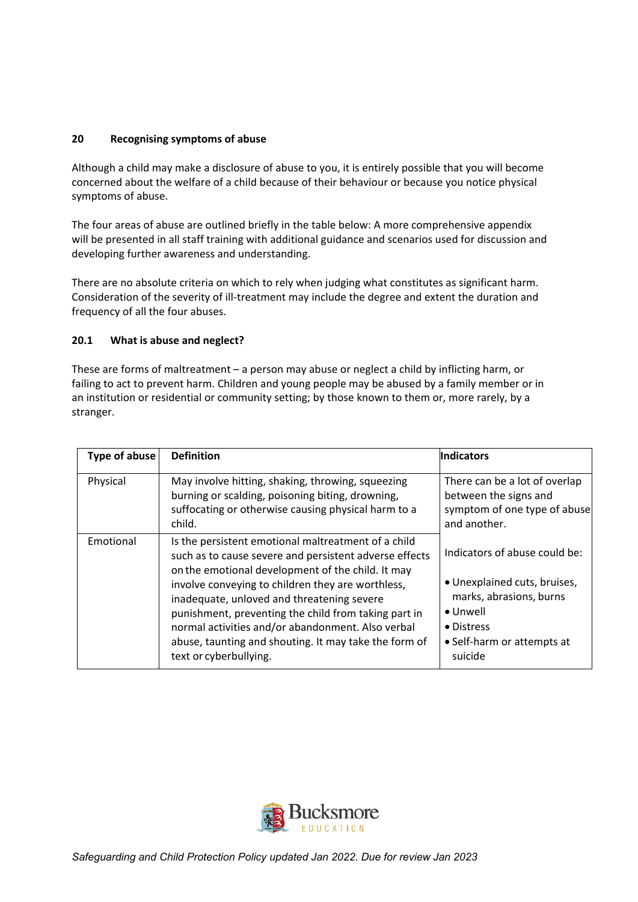## 20 Recognising symptoms of abuse

Although a child may make a disclosure of abuse to you, it is entirely possible that you will become concerned about the welfare of a child because of their behaviour or because you notice physical symptoms of abuse.

The four areas of abuse are outlined briefly in the table below: A more comprehensive appendix will be presented in all staff training with additional guidance and scenarios used for discussion and developing further awareness and understanding.

There are no absolute criteria on which to rely when judging what constitutes as significant harm. Consideration of the severity of ill-treatment may include the degree and extent the duration and frequency of all the four abuses.

### 20.1 What is abuse and neglect?

These are forms of maltreatment – a person may abuse or neglect a child by inflicting harm, or failing to act to prevent harm. Children and young people may be abused by a family member or in an institution or residential or community setting; by those known to them or, more rarely, by a stranger.

| Type of abuse | Definition | Indicators |
|---|---|---|
| Physical | May involve hitting, shaking, throwing, squeezing burning or scalding, poisoning biting, drowning, suffocating or otherwise causing physical harm to a child. | There can be a lot of overlap between the signs and symptom of one type of abuse and another. |
| Emotional | Is the persistent emotional maltreatment of a child such as to cause severe and persistent adverse effects on the emotional development of the child. It may involve conveying to children they are worthless, inadequate, unloved and threatening severe punishment, preventing the child from taking part in normal activities and/or abandonment. Also verbal abuse, taunting and shouting. It may take the form of text or cyberbullying. | Indicators of abuse could be:<br>• Unexplained cuts, bruises, marks, abrasions, burns<br>• Unwell<br>• Distress<br>• Self-harm or attempts at suicide |

*Safeguarding and Child Protection Policy updated Jan 2022. Due for review Jan 2023*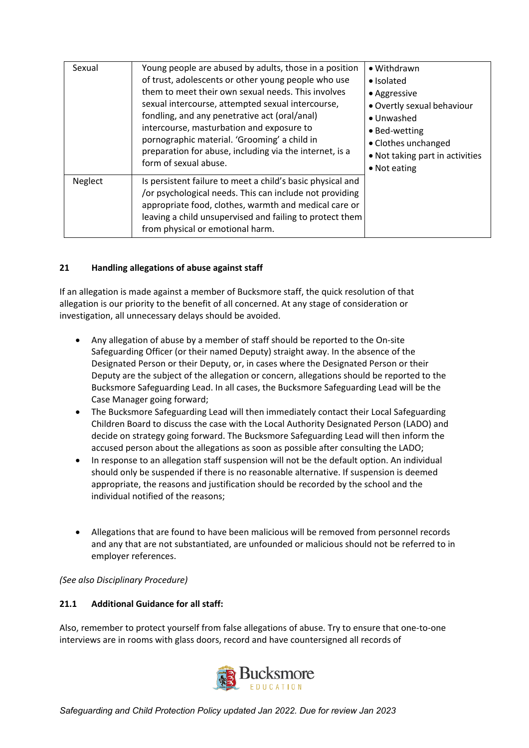| Sexual | Young people are abused by adults, those in a position of trust, adolescents or other young people who use them to meet their own sexual needs. This involves sexual intercourse, attempted sexual intercourse, fondling, and any penetrative act (oral/anal) intercourse, masturbation and exposure to pornographic material. 'Grooming' a child in preparation for abuse, including via the internet, is a form of sexual abuse. | • Withdrawn<br>• Isolated<br>• Aggressive<br>• Overtly sexual behaviour<br>• Unwashed<br>• Bed-wetting<br>• Clothes unchanged<br>• Not taking part in activities<br>• Not eating |
|---|---|---|
| Neglect | Is persistent failure to meet a child's basic physical and /or psychological needs. This can include not providing appropriate food, clothes, warmth and medical care or leaving a child unsupervised and failing to protect them from physical or emotional harm. | |

## 21 Handling allegations of abuse against staff

If an allegation is made against a member of Bucksmore staff, the quick resolution of that allegation is our priority to the benefit of all concerned. At any stage of consideration or investigation, all unnecessary delays should be avoided.

- Any allegation of abuse by a member of staff should be reported to the On-site Safeguarding Officer (or their named Deputy) straight away. In the absence of the Designated Person or their Deputy, or, in cases where the Designated Person or their Deputy are the subject of the allegation or concern, allegations should be reported to the Bucksmore Safeguarding Lead. In all cases, the Bucksmore Safeguarding Lead will be the Case Manager going forward;
- The Bucksmore Safeguarding Lead will then immediately contact their Local Safeguarding Children Board to discuss the case with the Local Authority Designated Person (LADO) and decide on strategy going forward. The Bucksmore Safeguarding Lead will then inform the accused person about the allegations as soon as possible after consulting the LADO;
- In response to an allegation staff suspension will not be the default option. An individual should only be suspended if there is no reasonable alternative. If suspension is deemed appropriate, the reasons and justification should be recorded by the school and the individual notified of the reasons;
- Allegations that are found to have been malicious will be removed from personnel records and any that are not substantiated, are unfounded or malicious should not be referred to in employer references.

*(See also Disciplinary Procedure)*

### 21.1 Additional Guidance for all staff:

Also, remember to protect yourself from false allegations of abuse. Try to ensure that one-to-one interviews are in rooms with glass doors, record and have countersigned all records of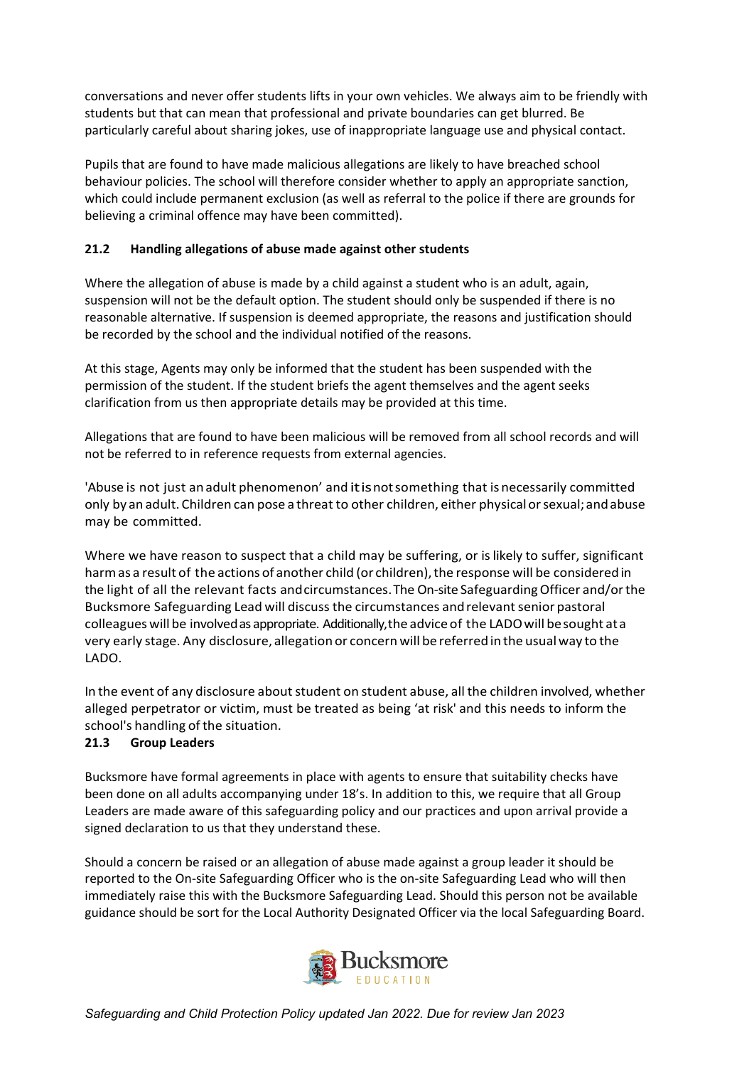conversations and never offer students lifts in your own vehicles. We always aim to be friendly with students but that can mean that professional and private boundaries can get blurred. Be particularly careful about sharing jokes, use of inappropriate language use and physical contact.

Pupils that are found to have made malicious allegations are likely to have breached school behaviour policies. The school will therefore consider whether to apply an appropriate sanction, which could include permanent exclusion (as well as referral to the police if there are grounds for believing a criminal offence may have been committed).

### 21.2 Handling allegations of abuse made against other students

Where the allegation of abuse is made by a child against a student who is an adult, again, suspension will not be the default option. The student should only be suspended if there is no reasonable alternative. If suspension is deemed appropriate, the reasons and justification should be recorded by the school and the individual notified of the reasons.

At this stage, Agents may only be informed that the student has been suspended with the permission of the student. If the student briefs the agent themselves and the agent seeks clarification from us then appropriate details may be provided at this time.

Allegations that are found to have been malicious will be removed from all school records and will not be referred to in reference requests from external agencies.

'Abuse is not just an adult phenomenon' and it is not something that is necessarily committed only by an adult. Children can pose a threat to other children, either physical or sexual; and abuse may be committed.

Where we have reason to suspect that a child may be suffering, or is likely to suffer, significant harm as a result of the actions of another child (or children), the response will be considered in the light of all the relevant facts and circumstances. The On-site Safeguarding Officer and/or the Bucksmore Safeguarding Lead will discuss the circumstances and relevant senior pastoral colleagues will be involved as appropriate. Additionally, the advice of the LADO will be sought at a very early stage. Any disclosure, allegation or concern will be referred in the usual way to the LADO.

In the event of any disclosure about student on student abuse, all the children involved, whether alleged perpetrator or victim, must be treated as being 'at risk' and this needs to inform the school's handling of the situation.

### 21.3 Group Leaders

Bucksmore have formal agreements in place with agents to ensure that suitability checks have been done on all adults accompanying under 18's. In addition to this, we require that all Group Leaders are made aware of this safeguarding policy and our practices and upon arrival provide a signed declaration to us that they understand these.

Should a concern be raised or an allegation of abuse made against a group leader it should be reported to the On-site Safeguarding Officer who is the on-site Safeguarding Lead who will then immediately raise this with the Bucksmore Safeguarding Lead. Should this person not be available guidance should be sort for the Local Authority Designated Officer via the local Safeguarding Board.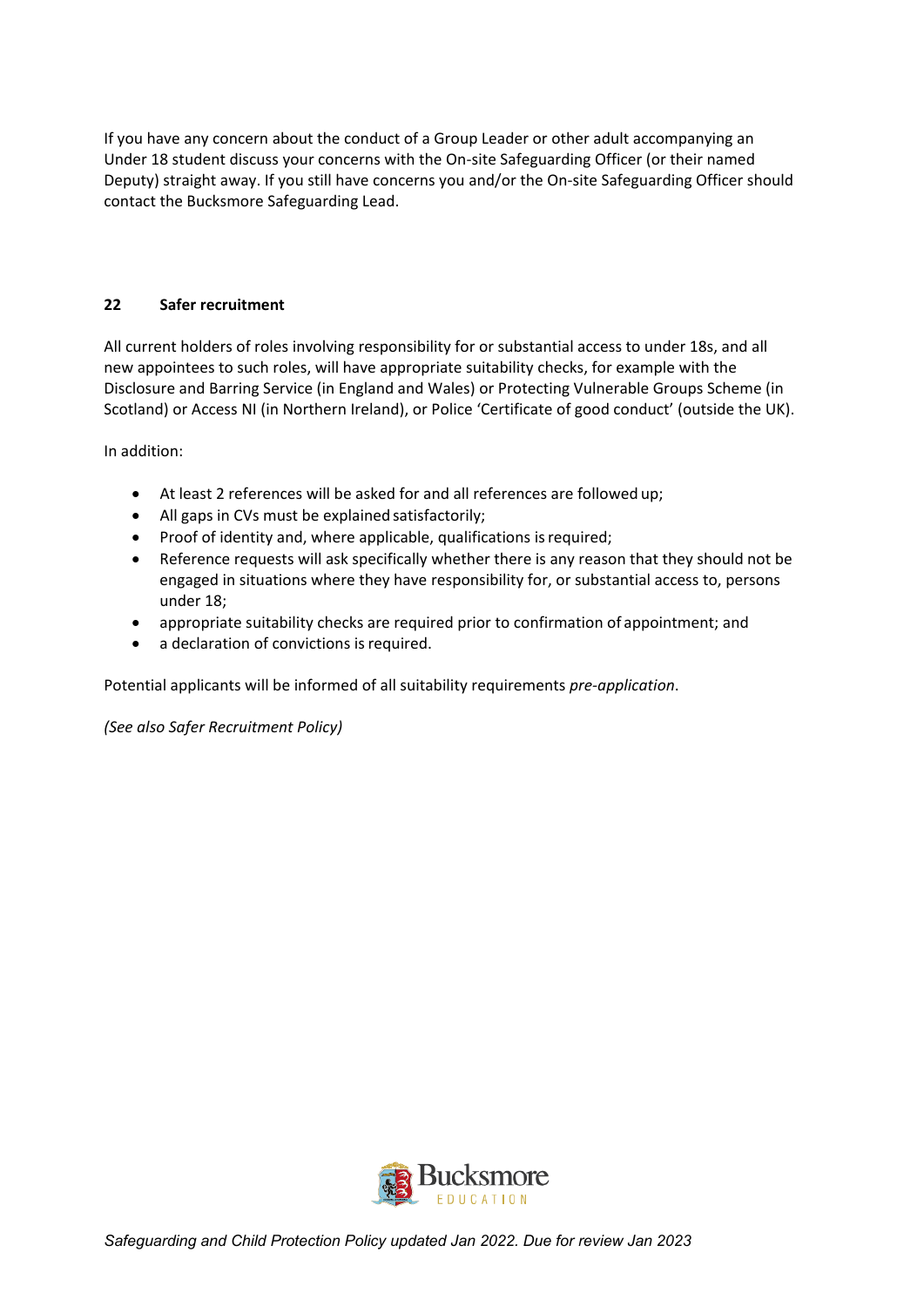If you have any concern about the conduct of a Group Leader or other adult accompanying an Under 18 student discuss your concerns with the On-site Safeguarding Officer (or their named Deputy) straight away. If you still have concerns you and/or the On-site Safeguarding Officer should contact the Bucksmore Safeguarding Lead.

## 22 Safer recruitment

All current holders of roles involving responsibility for or substantial access to under 18s, and all new appointees to such roles, will have appropriate suitability checks, for example with the Disclosure and Barring Service (in England and Wales) or Protecting Vulnerable Groups Scheme (in Scotland) or Access NI (in Northern Ireland), or Police 'Certificate of good conduct' (outside the UK).

In addition:

- At least 2 references will be asked for and all references are followed up;
- All gaps in CVs must be explained satisfactorily;
- Proof of identity and, where applicable, qualifications is required;
- Reference requests will ask specifically whether there is any reason that they should not be engaged in situations where they have responsibility for, or substantial access to, persons under 18;
- appropriate suitability checks are required prior to confirmation of appointment; and
- a declaration of convictions is required.

Potential applicants will be informed of all suitability requirements *pre-application*.

*(See also Safer Recruitment Policy)*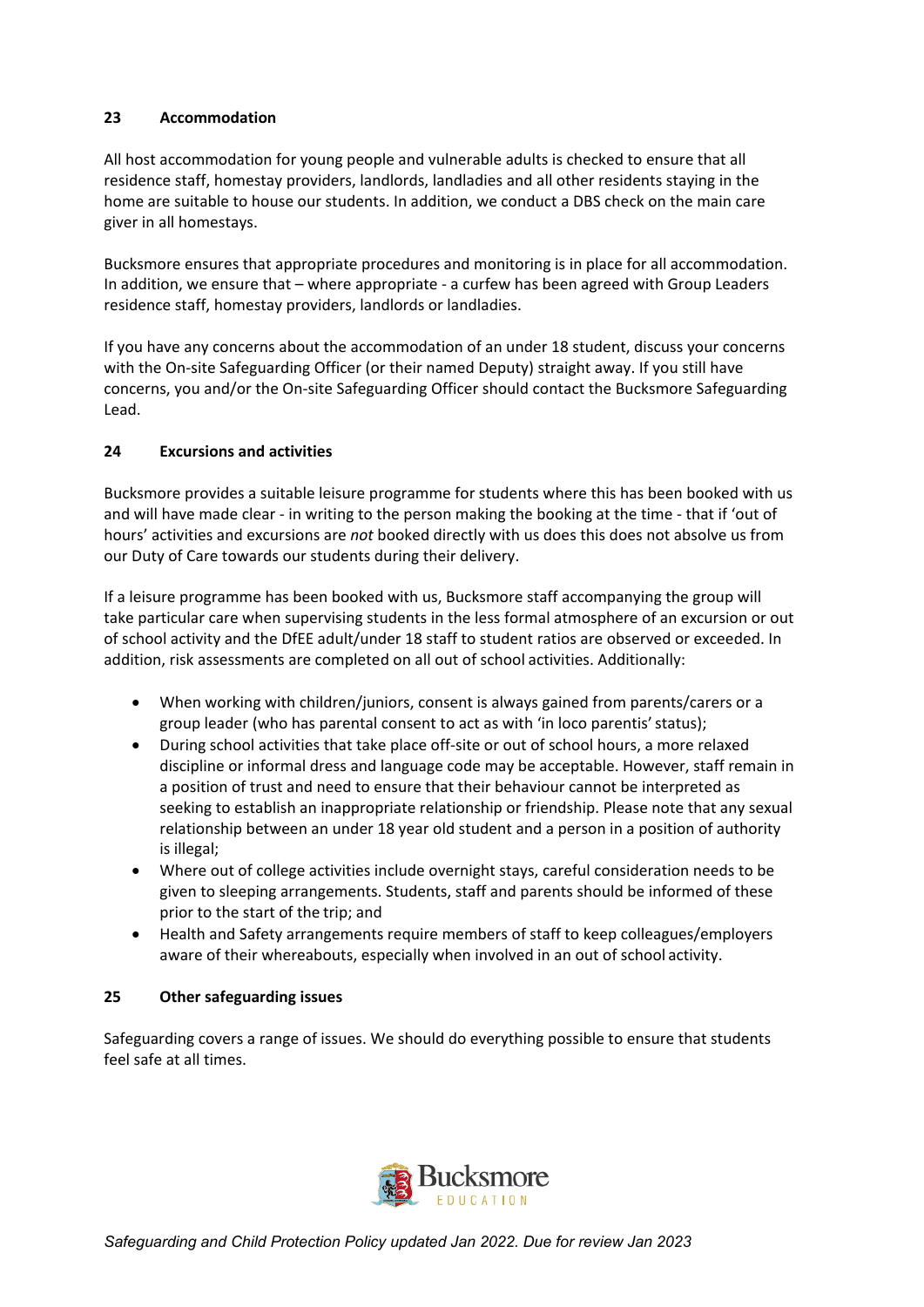## 23 Accommodation

All host accommodation for young people and vulnerable adults is checked to ensure that all residence staff, homestay providers, landlords, landladies and all other residents staying in the home are suitable to house our students. In addition, we conduct a DBS check on the main care giver in all homestays.

Bucksmore ensures that appropriate procedures and monitoring is in place for all accommodation. In addition, we ensure that – where appropriate - a curfew has been agreed with Group Leaders residence staff, homestay providers, landlords or landladies.

If you have any concerns about the accommodation of an under 18 student, discuss your concerns with the On-site Safeguarding Officer (or their named Deputy) straight away. If you still have concerns, you and/or the On-site Safeguarding Officer should contact the Bucksmore Safeguarding Lead.

## 24 Excursions and activities

Bucksmore provides a suitable leisure programme for students where this has been booked with us and will have made clear - in writing to the person making the booking at the time - that if 'out of hours' activities and excursions are *not* booked directly with us does this does not absolve us from our Duty of Care towards our students during their delivery.

If a leisure programme has been booked with us, Bucksmore staff accompanying the group will take particular care when supervising students in the less formal atmosphere of an excursion or out of school activity and the DfEE adult/under 18 staff to student ratios are observed or exceeded. In addition, risk assessments are completed on all out of school activities. Additionally:

- When working with children/juniors, consent is always gained from parents/carers or a group leader (who has parental consent to act as with 'in loco parentis' status);
- During school activities that take place off-site or out of school hours, a more relaxed discipline or informal dress and language code may be acceptable. However, staff remain in a position of trust and need to ensure that their behaviour cannot be interpreted as seeking to establish an inappropriate relationship or friendship. Please note that any sexual relationship between an under 18 year old student and a person in a position of authority is illegal;
- Where out of college activities include overnight stays, careful consideration needs to be given to sleeping arrangements. Students, staff and parents should be informed of these prior to the start of the trip; and
- Health and Safety arrangements require members of staff to keep colleagues/employers aware of their whereabouts, especially when involved in an out of school activity.

## 25 Other safeguarding issues

Safeguarding covers a range of issues. We should do everything possible to ensure that students feel safe at all times.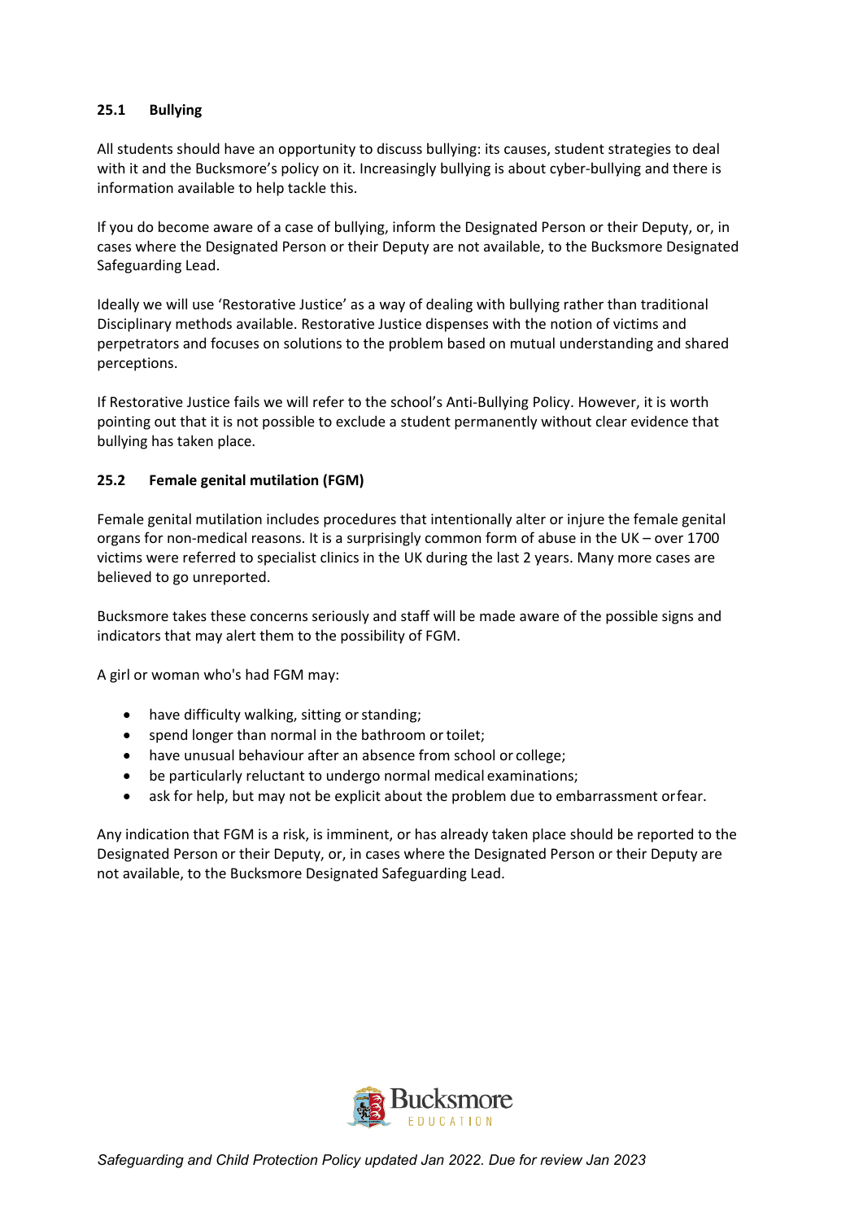### 25.1 Bullying

All students should have an opportunity to discuss bullying: its causes, student strategies to deal with it and the Bucksmore's policy on it. Increasingly bullying is about cyber-bullying and there is information available to help tackle this.

If you do become aware of a case of bullying, inform the Designated Person or their Deputy, or, in cases where the Designated Person or their Deputy are not available, to the Bucksmore Designated Safeguarding Lead.

Ideally we will use 'Restorative Justice' as a way of dealing with bullying rather than traditional Disciplinary methods available. Restorative Justice dispenses with the notion of victims and perpetrators and focuses on solutions to the problem based on mutual understanding and shared perceptions.

If Restorative Justice fails we will refer to the school's Anti-Bullying Policy. However, it is worth pointing out that it is not possible to exclude a student permanently without clear evidence that bullying has taken place.

### 25.2 Female genital mutilation (FGM)

Female genital mutilation includes procedures that intentionally alter or injure the female genital organs for non-medical reasons. It is a surprisingly common form of abuse in the UK – over 1700 victims were referred to specialist clinics in the UK during the last 2 years. Many more cases are believed to go unreported.

Bucksmore takes these concerns seriously and staff will be made aware of the possible signs and indicators that may alert them to the possibility of FGM.

A girl or woman who's had FGM may:

- have difficulty walking, sitting or standing;
- spend longer than normal in the bathroom or toilet;
- have unusual behaviour after an absence from school or college;
- be particularly reluctant to undergo normal medical examinations;
- ask for help, but may not be explicit about the problem due to embarrassment or fear.

Any indication that FGM is a risk, is imminent, or has already taken place should be reported to the Designated Person or their Deputy, or, in cases where the Designated Person or their Deputy are not available, to the Bucksmore Designated Safeguarding Lead.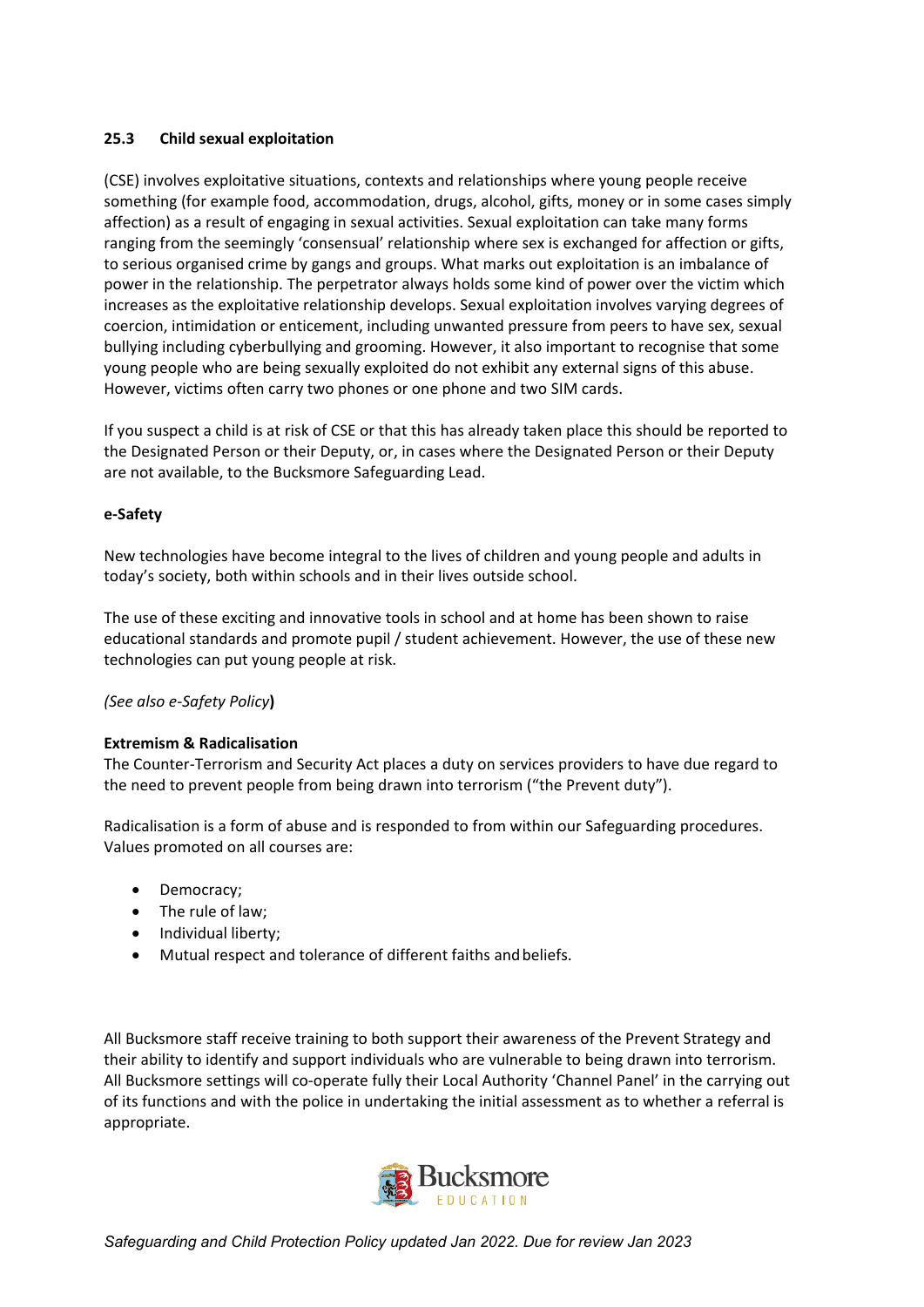### 25.3 Child sexual exploitation

(CSE) involves exploitative situations, contexts and relationships where young people receive something (for example food, accommodation, drugs, alcohol, gifts, money or in some cases simply affection) as a result of engaging in sexual activities. Sexual exploitation can take many forms ranging from the seemingly 'consensual' relationship where sex is exchanged for affection or gifts, to serious organised crime by gangs and groups. What marks out exploitation is an imbalance of power in the relationship. The perpetrator always holds some kind of power over the victim which increases as the exploitative relationship develops. Sexual exploitation involves varying degrees of coercion, intimidation or enticement, including unwanted pressure from peers to have sex, sexual bullying including cyberbullying and grooming. However, it also important to recognise that some young people who are being sexually exploited do not exhibit any external signs of this abuse. However, victims often carry two phones or one phone and two SIM cards.

If you suspect a child is at risk of CSE or that this has already taken place this should be reported to the Designated Person or their Deputy, or, in cases where the Designated Person or their Deputy are not available, to the Bucksmore Safeguarding Lead.

**e-Safety**

New technologies have become integral to the lives of children and young people and adults in today's society, both within schools and in their lives outside school.

The use of these exciting and innovative tools in school and at home has been shown to raise educational standards and promote pupil / student achievement. However, the use of these new technologies can put young people at risk.

*(See also e-Safety Policy***)**

**Extremism & Radicalisation**

The Counter-Terrorism and Security Act places a duty on services providers to have due regard to the need to prevent people from being drawn into terrorism ("the Prevent duty").

Radicalisation is a form of abuse and is responded to from within our Safeguarding procedures. Values promoted on all courses are:

- Democracy;
- The rule of law;
- Individual liberty;
- Mutual respect and tolerance of different faiths and beliefs.

All Bucksmore staff receive training to both support their awareness of the Prevent Strategy and their ability to identify and support individuals who are vulnerable to being drawn into terrorism. All Bucksmore settings will co-operate fully their Local Authority 'Channel Panel' in the carrying out of its functions and with the police in undertaking the initial assessment as to whether a referral is appropriate.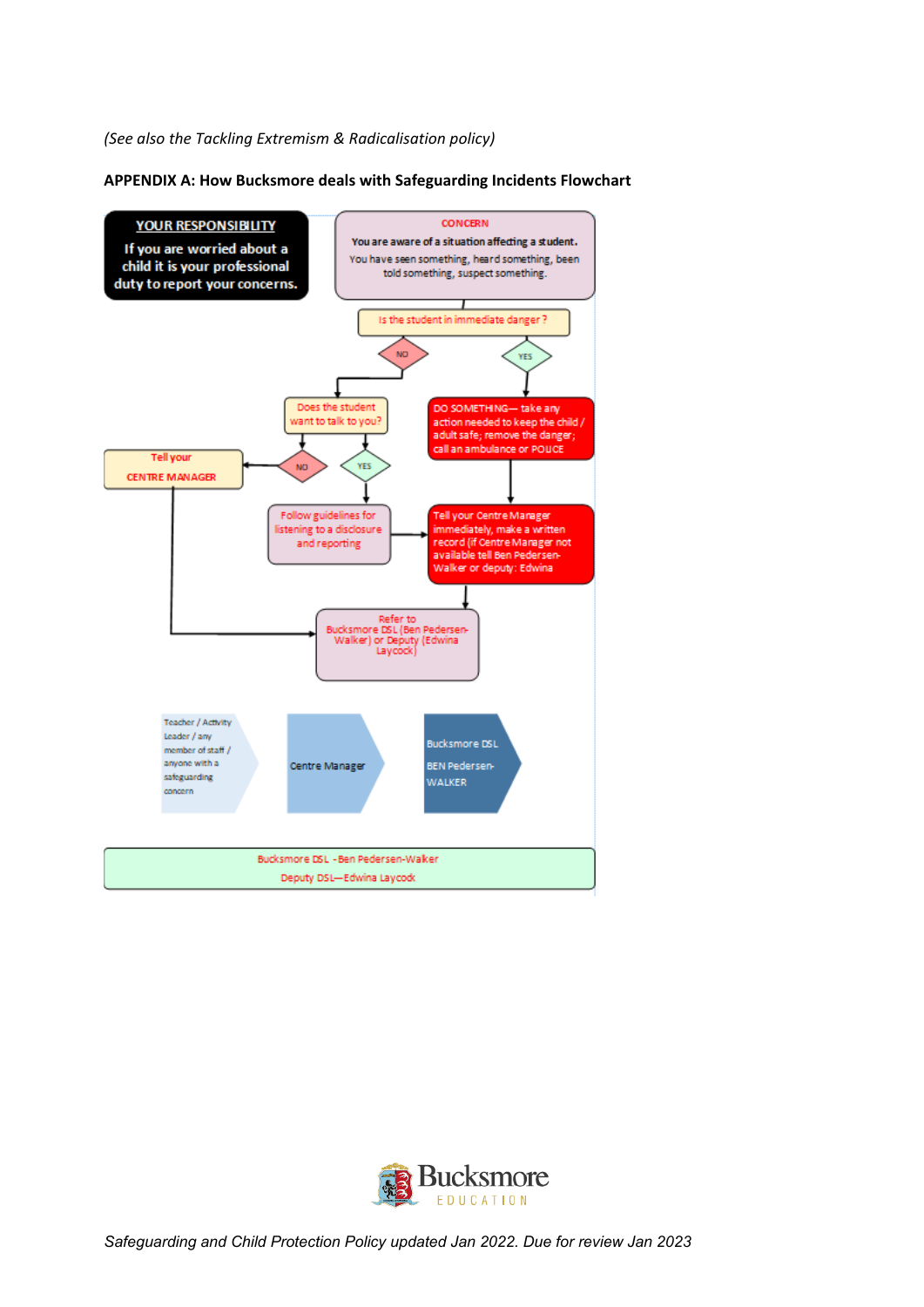*(See also the Tackling Extremism & Radicalisation policy)*

**APPENDIX A: How Bucksmore deals with Safeguarding Incidents Flowchart**

**YOUR RESPONSIBILITY**

**If you are worried about a child it is your professional duty to report your concerns.**

**CONCERN**

**You are aware of a situation affecting a student.**

You have seen something, heard something, been told something, suspect something.

Is the student in immediate danger?

- **YES** → DO SOMETHING— take any action needed to keep the child / adult safe; remove the danger; call an ambulance or POLICE → Tell your Centre Manager immediately, make a written record (if Centre Manager not available tell Ben Pedersen-Walker or deputy: Edwina → Refer to Bucksmore DSL (Ben Pedersen-Walker) or Deputy (Edwina Laycock)
- **NO** → Does the student want to talk to you?
  - **YES** → Follow guidelines for listening to a disclosure and reporting → Tell your Centre Manager immediately, make a written record (if Centre Manager not available tell Ben Pedersen-Walker or deputy: Edwina → Refer to Bucksmore DSL (Ben Pedersen-Walker) or Deputy (Edwina Laycock)
  - **NO** → Tell your CENTRE MANAGER → Refer to Bucksmore DSL (Ben Pedersen-Walker) or Deputy (Edwina Laycock)

Teacher / Activity Leader / any member of staff / anyone with a safeguarding concern → Centre Manager → Bucksmore DSL BEN Pedersen-WALKER

Bucksmore DSL - Ben Pedersen-Walker

Deputy DSL—Edwina Laycock

Safeguarding and Child Protection Policy updated Jan 2022. Due for review Jan 2023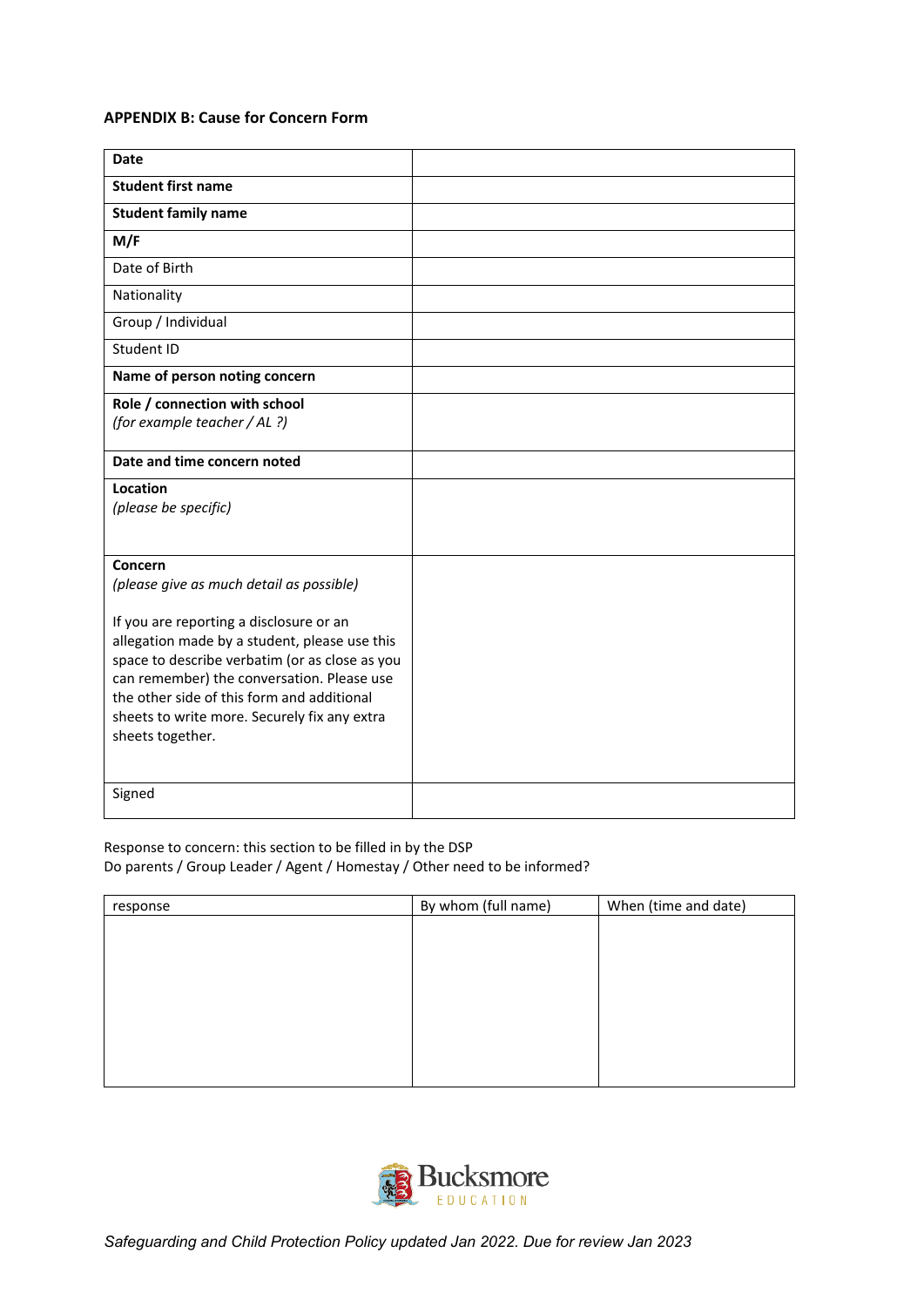**APPENDIX B: Cause for Concern Form**

| | |
|---|---|
| **Date** | |
| **Student first name** | |
| **Student family name** | |
| **M/F** | |
| Date of Birth | |
| Nationality | |
| Group / Individual | |
| Student ID | |
| **Name of person noting concern** | |
| **Role / connection with school** *(for example teacher / AL ?)* | |
| **Date and time concern noted** | |
| **Location** *(please be specific)* | |
| **Concern** *(please give as much detail as possible)* If you are reporting a disclosure or an allegation made by a student, please use this space to describe verbatim (or as close as you can remember) the conversation. Please use the other side of this form and additional sheets to write more. Securely fix any extra sheets together. | |
| Signed | |

Response to concern: this section to be filled in by the DSP
Do parents / Group Leader / Agent / Homestay / Other need to be informed?

| response | By whom (full name) | When (time and date) |
|---|---|---|
| | | |

Bucksmore EDUCATION

*Safeguarding and Child Protection Policy updated Jan 2022. Due for review Jan 2023*